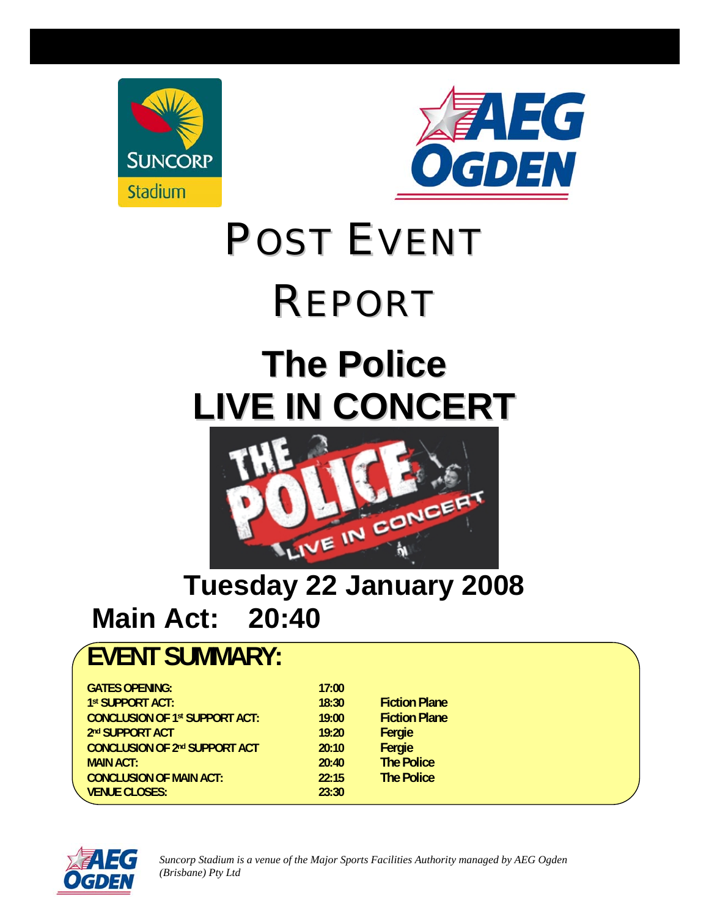# POST EVENT REPORT

# The Police LIVE IN CONCERT

## Tuesday 22 January 2008

## Main Act: 20:40

## EVENT SUMMARY:

| | | |
|---|---|---|
| **GATES OPENING:** | **17:00** | |
| **1st SUPPORT ACT:** | **18:30** | **Fiction Plane** |
| **CONCLUSION OF 1st SUPPORT ACT:** | **19:00** | **Fiction Plane** |
| **2nd SUPPORT ACT** | **19:20** | **Fergie** |
| **CONCLUSION OF 2nd SUPPORT ACT** | **20:10** | **Fergie** |
| **MAIN ACT:** | **20:40** | **The Police** |
| **CONCLUSION OF MAIN ACT:** | **22:15** | **The Police** |
| **VENUE CLOSES:** | **23:30** | |

*Suncorp Stadium is a venue of the Major Sports Facilities Authority managed by AEG Ogden (Brisbane) Pty Ltd*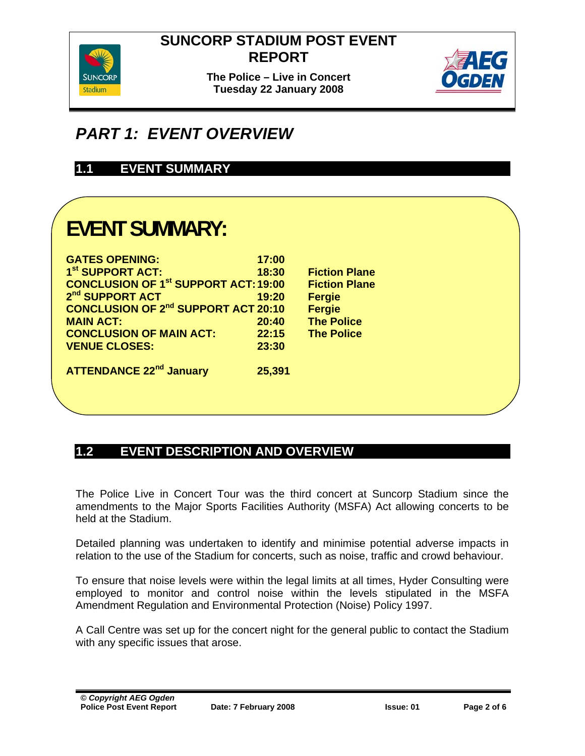# PART 1: EVENT OVERVIEW

## 1.1 EVENT SUMMARY

**EVENT SUMMARY:**

| | | |
|---|---|---|
| **GATES OPENING:** | **17:00** | |
| **1st SUPPORT ACT:** | **18:30** | **Fiction Plane** |
| **CONCLUSION OF 1st SUPPORT ACT:** | **19:00** | **Fiction Plane** |
| **2nd SUPPORT ACT** | **19:20** | **Fergie** |
| **CONCLUSION OF 2nd SUPPORT ACT** | **20:10** | **Fergie** |
| **MAIN ACT:** | **20:40** | **The Police** |
| **CONCLUSION OF MAIN ACT:** | **22:15** | **The Police** |
| **VENUE CLOSES:** | **23:30** | |
| **ATTENDANCE 22nd January** | **25,391** | |

## 1.2 EVENT DESCRIPTION AND OVERVIEW

The Police Live in Concert Tour was the third concert at Suncorp Stadium since the amendments to the Major Sports Facilities Authority (MSFA) Act allowing concerts to be held at the Stadium.

Detailed planning was undertaken to identify and minimise potential adverse impacts in relation to the use of the Stadium for concerts, such as noise, traffic and crowd behaviour.

To ensure that noise levels were within the legal limits at all times, Hyder Consulting were employed to monitor and control noise within the levels stipulated in the MSFA Amendment Regulation and Environmental Protection (Noise) Policy 1997.

A Call Centre was set up for the concert night for the general public to contact the Stadium with any specific issues that arose.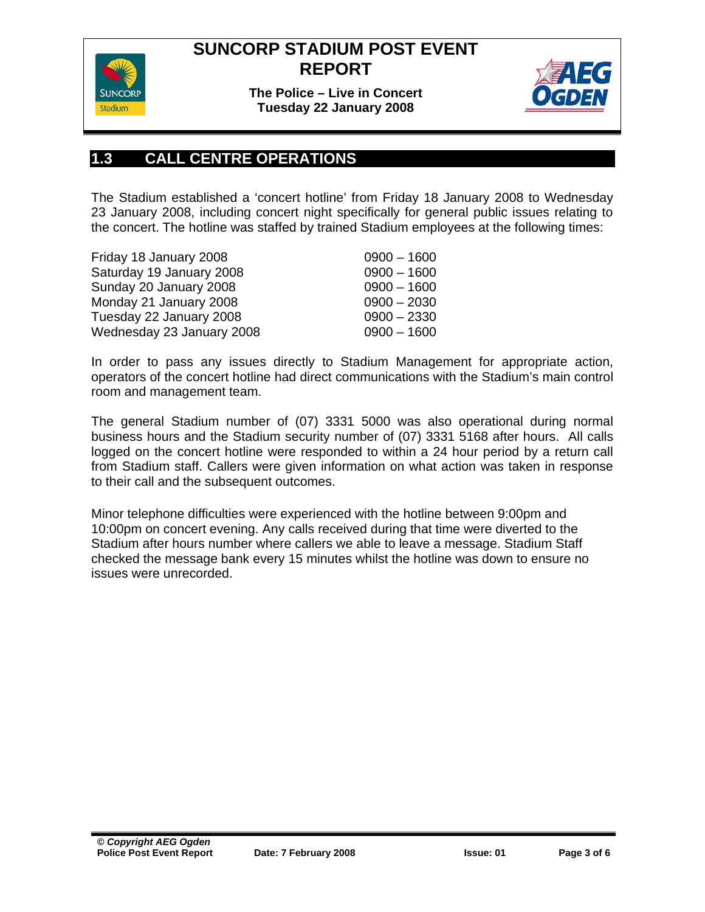## 1.3 CALL CENTRE OPERATIONS

The Stadium established a 'concert hotline' from Friday 18 January 2008 to Wednesday 23 January 2008, including concert night specifically for general public issues relating to the concert. The hotline was staffed by trained Stadium employees at the following times:

| | |
|---|---|
| Friday 18 January 2008 | 0900 – 1600 |
| Saturday 19 January 2008 | 0900 – 1600 |
| Sunday 20 January 2008 | 0900 – 1600 |
| Monday 21 January 2008 | 0900 – 2030 |
| Tuesday 22 January 2008 | 0900 – 2330 |
| Wednesday 23 January 2008 | 0900 – 1600 |

In order to pass any issues directly to Stadium Management for appropriate action, operators of the concert hotline had direct communications with the Stadium's main control room and management team.

The general Stadium number of (07) 3331 5000 was also operational during normal business hours and the Stadium security number of (07) 3331 5168 after hours. All calls logged on the concert hotline were responded to within a 24 hour period by a return call from Stadium staff. Callers were given information on what action was taken in response to their call and the subsequent outcomes.

Minor telephone difficulties were experienced with the hotline between 9:00pm and 10:00pm on concert evening. Any calls received during that time were diverted to the Stadium after hours number where callers we able to leave a message. Stadium Staff checked the message bank every 15 minutes whilst the hotline was down to ensure no issues were unrecorded.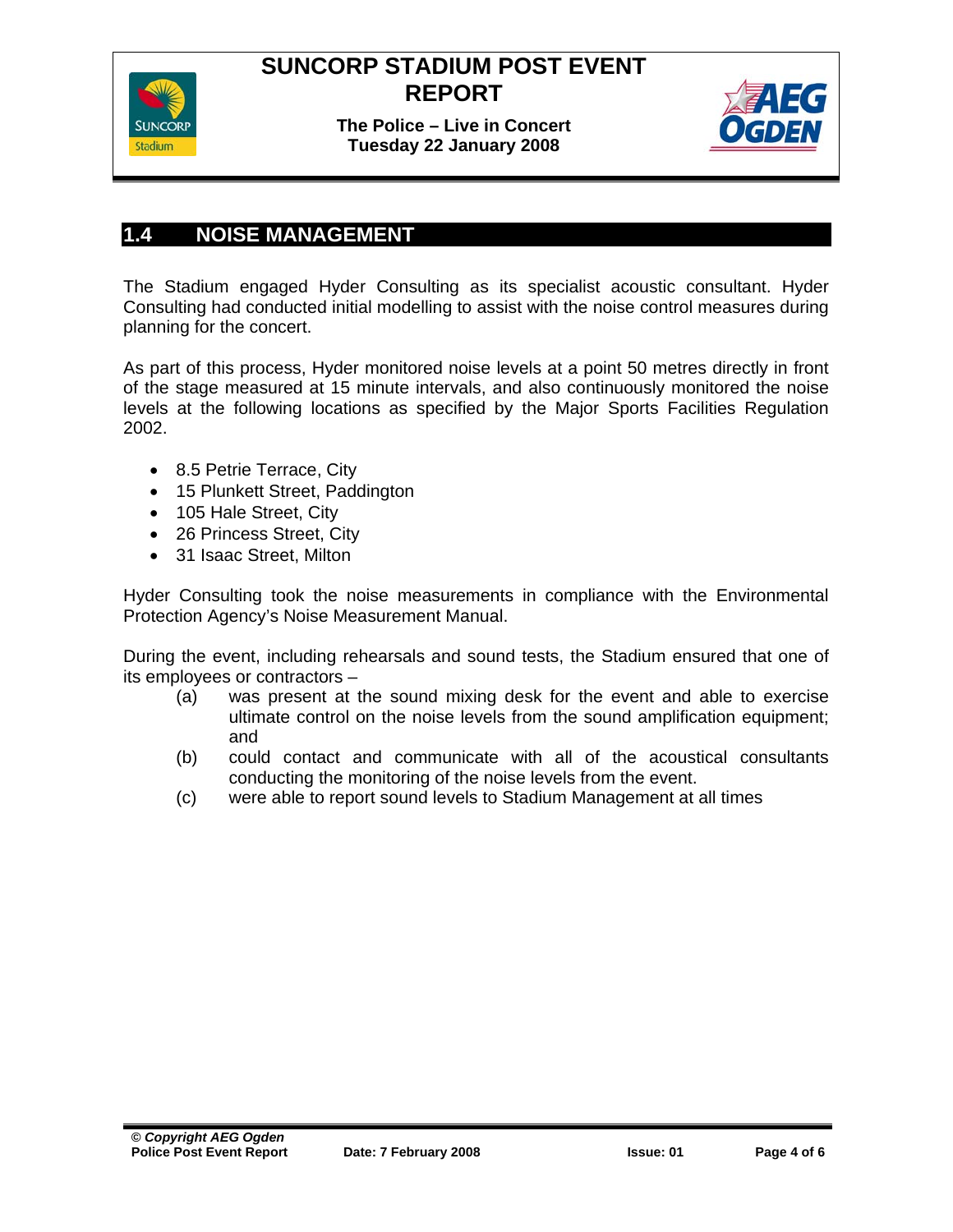## 1.4 NOISE MANAGEMENT

The Stadium engaged Hyder Consulting as its specialist acoustic consultant. Hyder Consulting had conducted initial modelling to assist with the noise control measures during planning for the concert.

As part of this process, Hyder monitored noise levels at a point 50 metres directly in front of the stage measured at 15 minute intervals, and also continuously monitored the noise levels at the following locations as specified by the Major Sports Facilities Regulation 2002.

- 8.5 Petrie Terrace, City
- 15 Plunkett Street, Paddington
- 105 Hale Street, City
- 26 Princess Street, City
- 31 Isaac Street, Milton

Hyder Consulting took the noise measurements in compliance with the Environmental Protection Agency's Noise Measurement Manual.

During the event, including rehearsals and sound tests, the Stadium ensured that one of its employees or contractors –

(a) was present at the sound mixing desk for the event and able to exercise ultimate control on the noise levels from the sound amplification equipment; and

(b) could contact and communicate with all of the acoustical consultants conducting the monitoring of the noise levels from the event.

(c) were able to report sound levels to Stadium Management at all times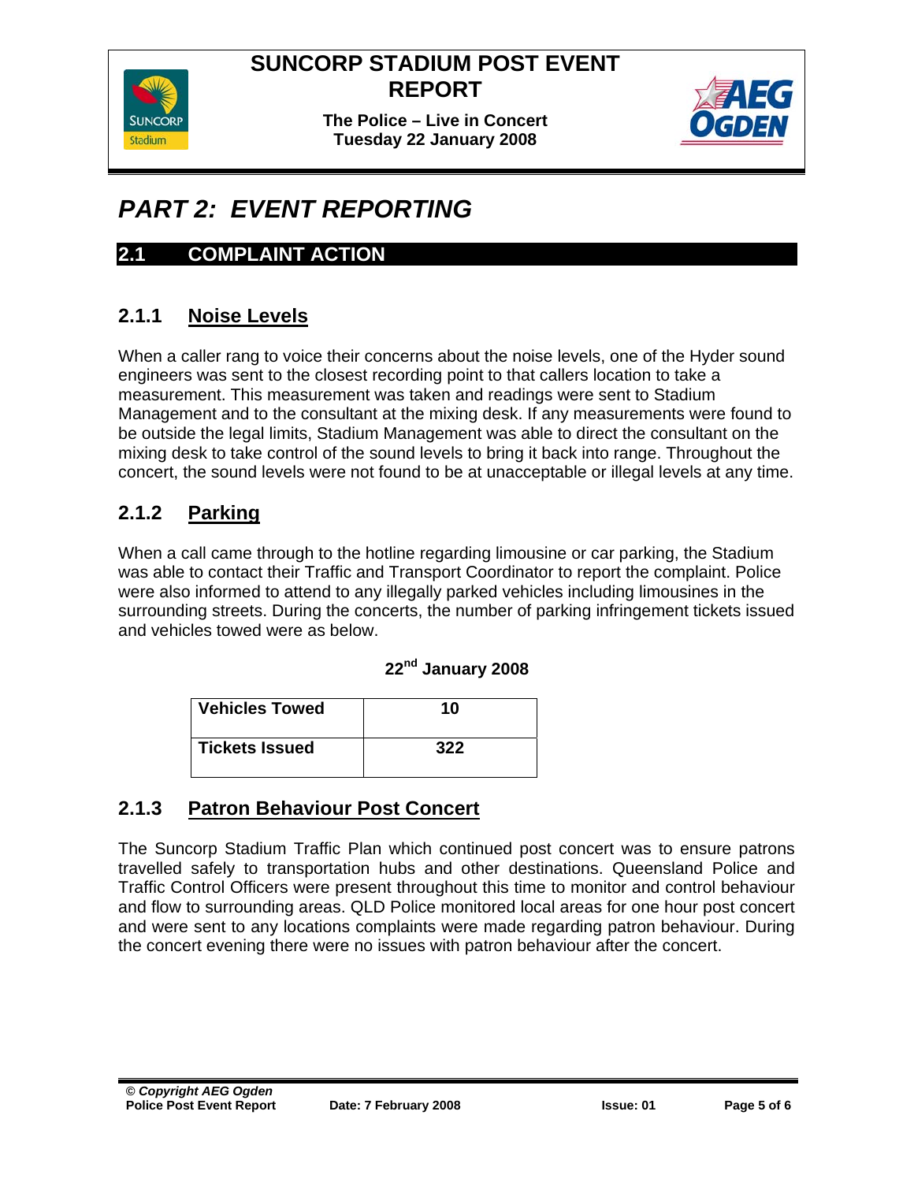# PART 2: EVENT REPORTING

## 2.1 COMPLAINT ACTION

### 2.1.1 Noise Levels

When a caller rang to voice their concerns about the noise levels, one of the Hyder sound engineers was sent to the closest recording point to that callers location to take a measurement. This measurement was taken and readings were sent to Stadium Management and to the consultant at the mixing desk. If any measurements were found to be outside the legal limits, Stadium Management was able to direct the consultant on the mixing desk to take control of the sound levels to bring it back into range. Throughout the concert, the sound levels were not found to be at unacceptable or illegal levels at any time.

### 2.1.2 Parking

When a call came through to the hotline regarding limousine or car parking, the Stadium was able to contact their Traffic and Transport Coordinator to report the complaint. Police were also informed to attend to any illegally parked vehicles including limousines in the surrounding streets. During the concerts, the number of parking infringement tickets issued and vehicles towed were as below.

**22nd January 2008**

| | |
|---|---|
| **Vehicles Towed** | **10** |
| **Tickets Issued** | **322** |

### 2.1.3 Patron Behaviour Post Concert

The Suncorp Stadium Traffic Plan which continued post concert was to ensure patrons travelled safely to transportation hubs and other destinations. Queensland Police and Traffic Control Officers were present throughout this time to monitor and control behaviour and flow to surrounding areas. QLD Police monitored local areas for one hour post concert and were sent to any locations complaints were made regarding patron behaviour. During the concert evening there were no issues with patron behaviour after the concert.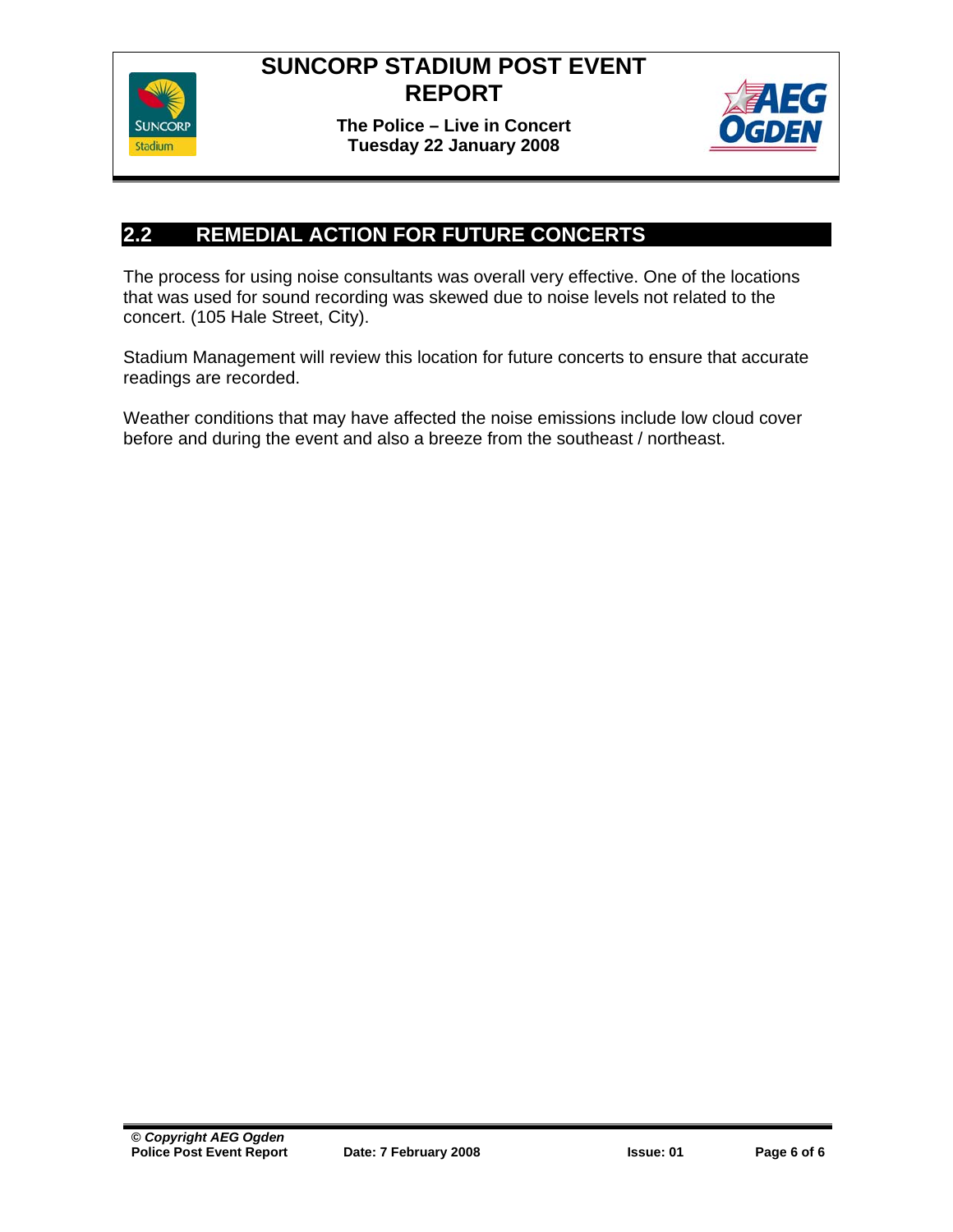## 2.2 REMEDIAL ACTION FOR FUTURE CONCERTS

The process for using noise consultants was overall very effective. One of the locations that was used for sound recording was skewed due to noise levels not related to the concert. (105 Hale Street, City).

Stadium Management will review this location for future concerts to ensure that accurate readings are recorded.

Weather conditions that may have affected the noise emissions include low cloud cover before and during the event and also a breeze from the southeast / northeast.